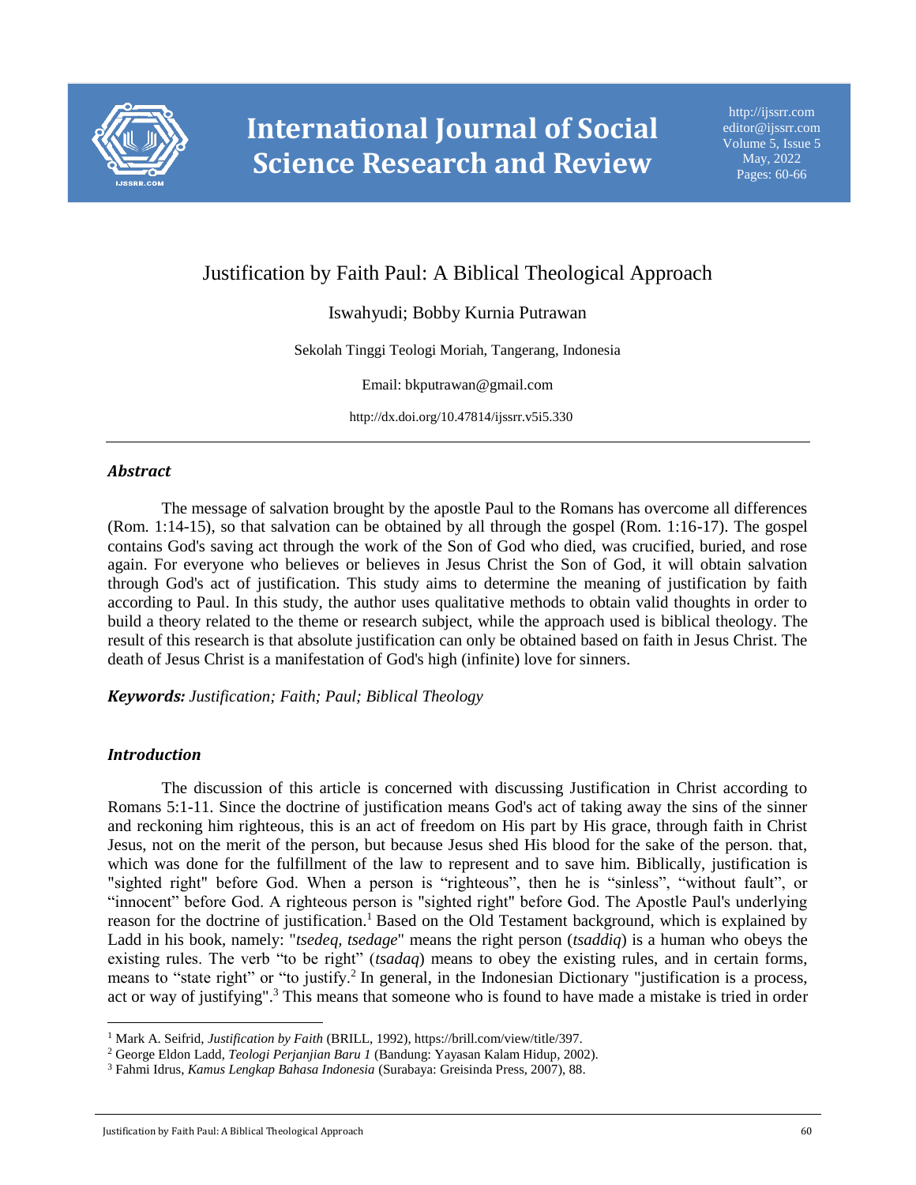# Justification by Faith Paul: A Biblical Theological Approach

Iswahyudi; Bobby Kurnia Putrawan

Sekolah Tinggi Teologi Moriah, Tangerang, Indonesia

Email: bkputrawan@gmail.com

http://dx.doi.org/10.47814/ijssrr.v5i5.330

---

## *Abstract*

The message of salvation brought by the apostle Paul to the Romans has overcome all differences (Rom. 1:14-15), so that salvation can be obtained by all through the gospel (Rom. 1:16-17). The gospel contains God's saving act through the work of the Son of God who died, was crucified, buried, and rose again. For everyone who believes or believes in Jesus Christ the Son of God, it will obtain salvation through God's act of justification. This study aims to determine the meaning of justification by faith according to Paul. In this study, the author uses qualitative methods to obtain valid thoughts in order to build a theory related to the theme or research subject, while the approach used is biblical theology. The result of this research is that absolute justification can only be obtained based on faith in Jesus Christ. The death of Jesus Christ is a manifestation of God's high (infinite) love for sinners.

***Keywords:*** *Justification; Faith; Paul; Biblical Theology*

## *Introduction*

The discussion of this article is concerned with discussing Justification in Christ according to Romans 5:1-11. Since the doctrine of justification means God's act of taking away the sins of the sinner and reckoning him righteous, this is an act of freedom on His part by His grace, through faith in Christ Jesus, not on the merit of the person, but because Jesus shed His blood for the sake of the person. that, which was done for the fulfillment of the law to represent and to save him. Biblically, justification is "sighted right" before God. When a person is "righteous", then he is "sinless", "without fault", or "innocent" before God. A righteous person is "sighted right" before God. The Apostle Paul's underlying reason for the doctrine of justification.[1] Based on the Old Testament background, which is explained by Ladd in his book, namely: "*tsedeq, tsedage*" means the right person (*tsaddiq*) is a human who obeys the existing rules. The verb "to be right" (*tsadaq*) means to obey the existing rules, and in certain forms, means to "state right" or "to justify.[2] In general, in the Indonesian Dictionary "justification is a process, act or way of justifying".[3] This means that someone who is found to have made a mistake is tried in order

---

[1] Mark A. Seifrid, *Justification by Faith* (BRILL, 1992), https://brill.com/view/title/397.

[2] George Eldon Ladd, *Teologi Perjanjian Baru 1* (Bandung: Yayasan Kalam Hidup, 2002).

[3] Fahmi Idrus, *Kamus Lengkap Bahasa Indonesia* (Surabaya: Greisinda Press, 2007), 88.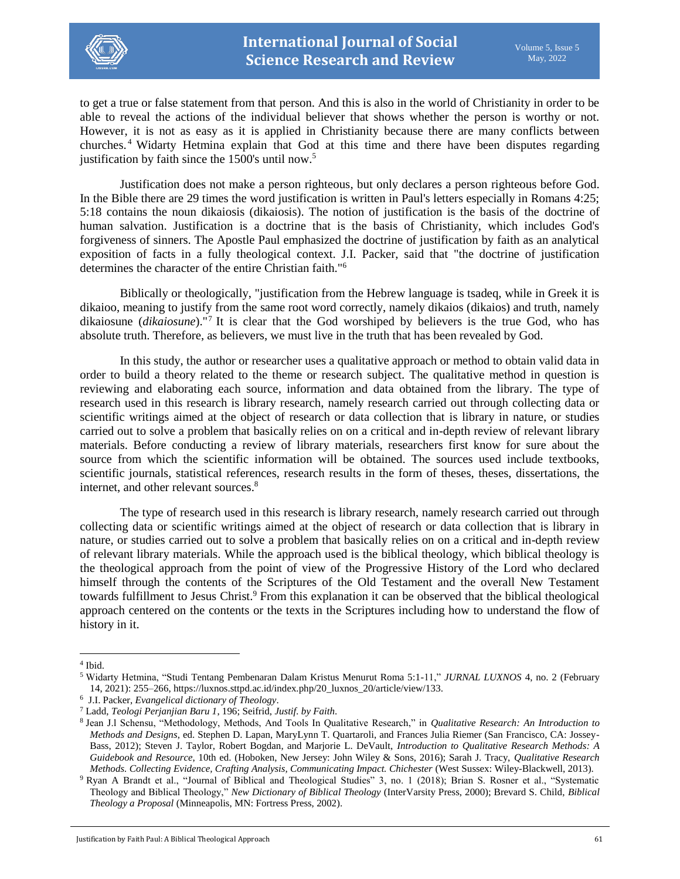to get a true or false statement from that person. And this is also in the world of Christianity in order to be able to reveal the actions of the individual believer that shows whether the person is worthy or not. However, it is not as easy as it is applied in Christianity because there are many conflicts between churches.[4] Widarty Hetmina explain that God at this time and there have been disputes regarding justification by faith since the 1500's until now.[5]

Justification does not make a person righteous, but only declares a person righteous before God. In the Bible there are 29 times the word justification is written in Paul's letters especially in Romans 4:25; 5:18 contains the noun dikaiosis (dikaiosis). The notion of justification is the basis of the doctrine of human salvation. Justification is a doctrine that is the basis of Christianity, which includes God's forgiveness of sinners. The Apostle Paul emphasized the doctrine of justification by faith as an analytical exposition of facts in a fully theological context. J.I. Packer, said that "the doctrine of justification determines the character of the entire Christian faith."[6]

Biblically or theologically, "justification from the Hebrew language is tsadeq, while in Greek it is dikaioo, meaning to justify from the same root word correctly, namely dikaios (dikaios) and truth, namely dikaiosune (*dikaiosune*)."[7] It is clear that the God worshiped by believers is the true God, who has absolute truth. Therefore, as believers, we must live in the truth that has been revealed by God.

In this study, the author or researcher uses a qualitative approach or method to obtain valid data in order to build a theory related to the theme or research subject. The qualitative method in question is reviewing and elaborating each source, information and data obtained from the library. The type of research used in this research is library research, namely research carried out through collecting data or scientific writings aimed at the object of research or data collection that is library in nature, or studies carried out to solve a problem that basically relies on on a critical and in-depth review of relevant library materials. Before conducting a review of library materials, researchers first know for sure about the source from which the scientific information will be obtained. The sources used include textbooks, scientific journals, statistical references, research results in the form of theses, theses, dissertations, the internet, and other relevant sources.[8]

The type of research used in this research is library research, namely research carried out through collecting data or scientific writings aimed at the object of research or data collection that is library in nature, or studies carried out to solve a problem that basically relies on on a critical and in-depth review of relevant library materials. While the approach used is the biblical theology, which biblical theology is the theological approach from the point of view of the Progressive History of the Lord who declared himself through the contents of the Scriptures of the Old Testament and the overall New Testament towards fulfillment to Jesus Christ.[9] From this explanation it can be observed that the biblical theological approach centered on the contents or the texts in the Scriptures including how to understand the flow of history in it.

---

[4] Ibid.

[5] Widarty Hetmina, "Studi Tentang Pembenaran Dalam Kristus Menurut Roma 5:1-11," *JURNAL LUXNOS* 4, no. 2 (February 14, 2021): 255–266, https://luxnos.sttpd.ac.id/index.php/20_luxnos_20/article/view/133.

[6] J.I. Packer, *Evangelical dictionary of Theology*.

[7] Ladd, *Teologi Perjanjian Baru 1*, 196; Seifrid, *Justif. by Faith*.

[8] Jean J.l Schensu, "Methodology, Methods, And Tools In Qualitative Research," in *Qualitative Research: An Introduction to Methods and Designs*, ed. Stephen D. Lapan, MaryLynn T. Quartaroli, and Frances Julia Riemer (San Francisco, CA: Jossey-Bass, 2012); Steven J. Taylor, Robert Bogdan, and Marjorie L. DeVault, *Introduction to Qualitative Research Methods: A Guidebook and Resource*, 10th ed. (Hoboken, New Jersey: John Wiley & Sons, 2016); Sarah J. Tracy, *Qualitative Research Methods. Collecting Evidence, Crafting Analysis, Communicating Impact. Chichester* (West Sussex: Wiley-Blackwell, 2013).

[9] Ryan A Brandt et al., "Journal of Biblical and Theological Studies" 3, no. 1 (2018); Brian S. Rosner et al., "Systematic Theology and Biblical Theology," *New Dictionary of Biblical Theology* (InterVarsity Press, 2000); Brevard S. Child, *Biblical Theology a Proposal* (Minneapolis, MN: Fortress Press, 2002).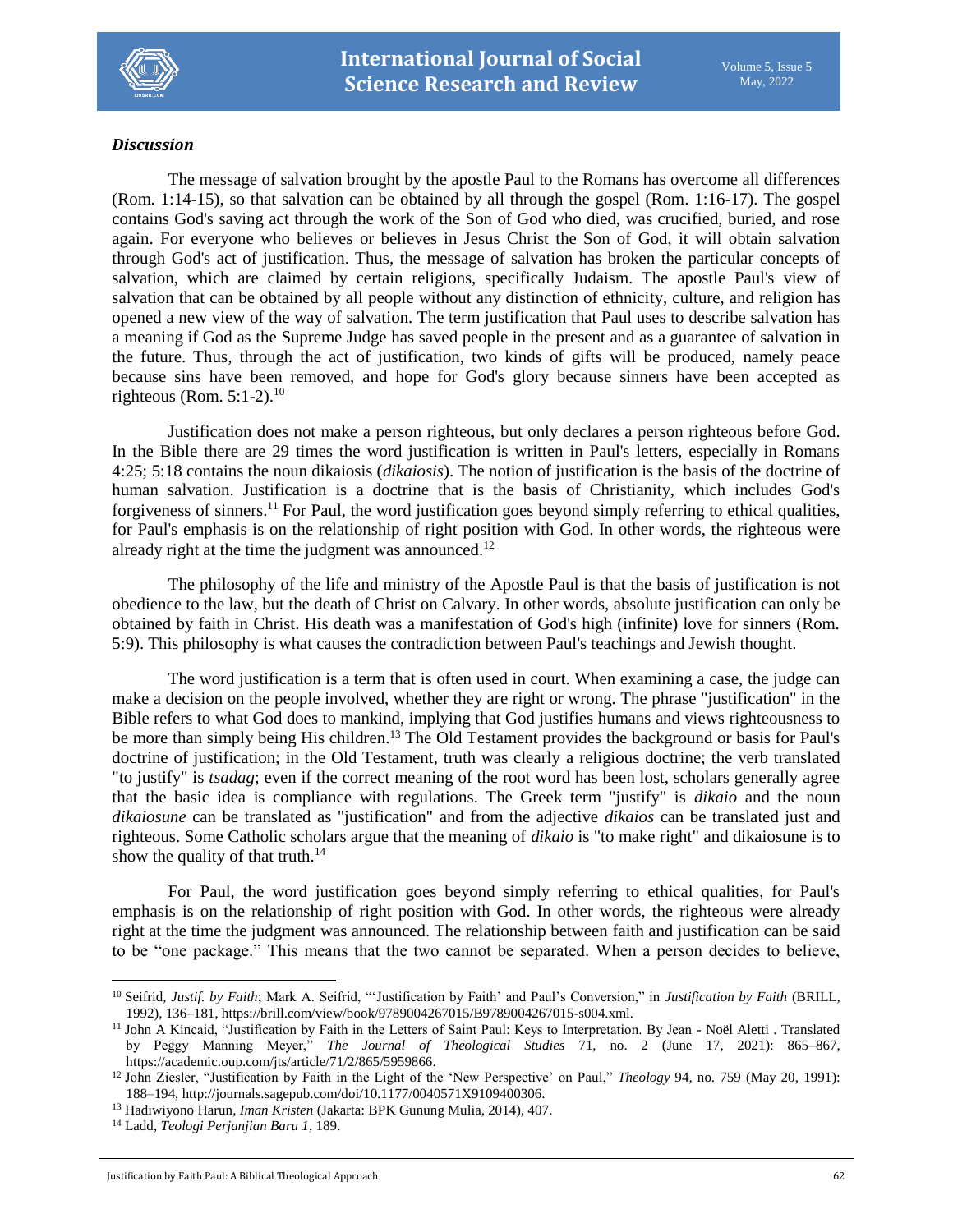### *Discussion*

The message of salvation brought by the apostle Paul to the Romans has overcome all differences (Rom. 1:14-15), so that salvation can be obtained by all through the gospel (Rom. 1:16-17). The gospel contains God's saving act through the work of the Son of God who died, was crucified, buried, and rose again. For everyone who believes or believes in Jesus Christ the Son of God, it will obtain salvation through God's act of justification. Thus, the message of salvation has broken the particular concepts of salvation, which are claimed by certain religions, specifically Judaism. The apostle Paul's view of salvation that can be obtained by all people without any distinction of ethnicity, culture, and religion has opened a new view of the way of salvation. The term justification that Paul uses to describe salvation has a meaning if God as the Supreme Judge has saved people in the present and as a guarantee of salvation in the future. Thus, through the act of justification, two kinds of gifts will be produced, namely peace because sins have been removed, and hope for God's glory because sinners have been accepted as righteous (Rom. 5:1-2).[10]

Justification does not make a person righteous, but only declares a person righteous before God. In the Bible there are 29 times the word justification is written in Paul's letters, especially in Romans 4:25; 5:18 contains the noun dikaiosis (*dikaiosis*). The notion of justification is the basis of the doctrine of human salvation. Justification is a doctrine that is the basis of Christianity, which includes God's forgiveness of sinners.[11] For Paul, the word justification goes beyond simply referring to ethical qualities, for Paul's emphasis is on the relationship of right position with God. In other words, the righteous were already right at the time the judgment was announced.[12]

The philosophy of the life and ministry of the Apostle Paul is that the basis of justification is not obedience to the law, but the death of Christ on Calvary. In other words, absolute justification can only be obtained by faith in Christ. His death was a manifestation of God's high (infinite) love for sinners (Rom. 5:9). This philosophy is what causes the contradiction between Paul's teachings and Jewish thought.

The word justification is a term that is often used in court. When examining a case, the judge can make a decision on the people involved, whether they are right or wrong. The phrase "justification" in the Bible refers to what God does to mankind, implying that God justifies humans and views righteousness to be more than simply being His children.[13] The Old Testament provides the background or basis for Paul's doctrine of justification; in the Old Testament, truth was clearly a religious doctrine; the verb translated "to justify" is *tsadag*; even if the correct meaning of the root word has been lost, scholars generally agree that the basic idea is compliance with regulations. The Greek term "justify" is *dikaio* and the noun *dikaiosune* can be translated as "justification" and from the adjective *dikaios* can be translated just and righteous. Some Catholic scholars argue that the meaning of *dikaio* is "to make right" and dikaiosune is to show the quality of that truth.[14]

For Paul, the word justification goes beyond simply referring to ethical qualities, for Paul's emphasis is on the relationship of right position with God. In other words, the righteous were already right at the time the judgment was announced. The relationship between faith and justification can be said to be "one package." This means that the two cannot be separated. When a person decides to believe,

---

[10] Seifrid, *Justif. by Faith*; Mark A. Seifrid, "'Justification by Faith' and Paul's Conversion," in *Justification by Faith* (BRILL, 1992), 136–181, https://brill.com/view/book/9789004267015/B9789004267015-s004.xml.

[11] John A Kincaid, "Justification by Faith in the Letters of Saint Paul: Keys to Interpretation. By Jean - Noël Aletti . Translated by Peggy Manning Meyer," *The Journal of Theological Studies* 71, no. 2 (June 17, 2021): 865–867, https://academic.oup.com/jts/article/71/2/865/5959866.

[12] John Ziesler, "Justification by Faith in the Light of the 'New Perspective' on Paul," *Theology* 94, no. 759 (May 20, 1991): 188–194, http://journals.sagepub.com/doi/10.1177/0040571X9109400306.

[13] Hadiwiyono Harun, *Iman Kristen* (Jakarta: BPK Gunung Mulia, 2014), 407.

[14] Ladd, *Teologi Perjanjian Baru 1*, 189.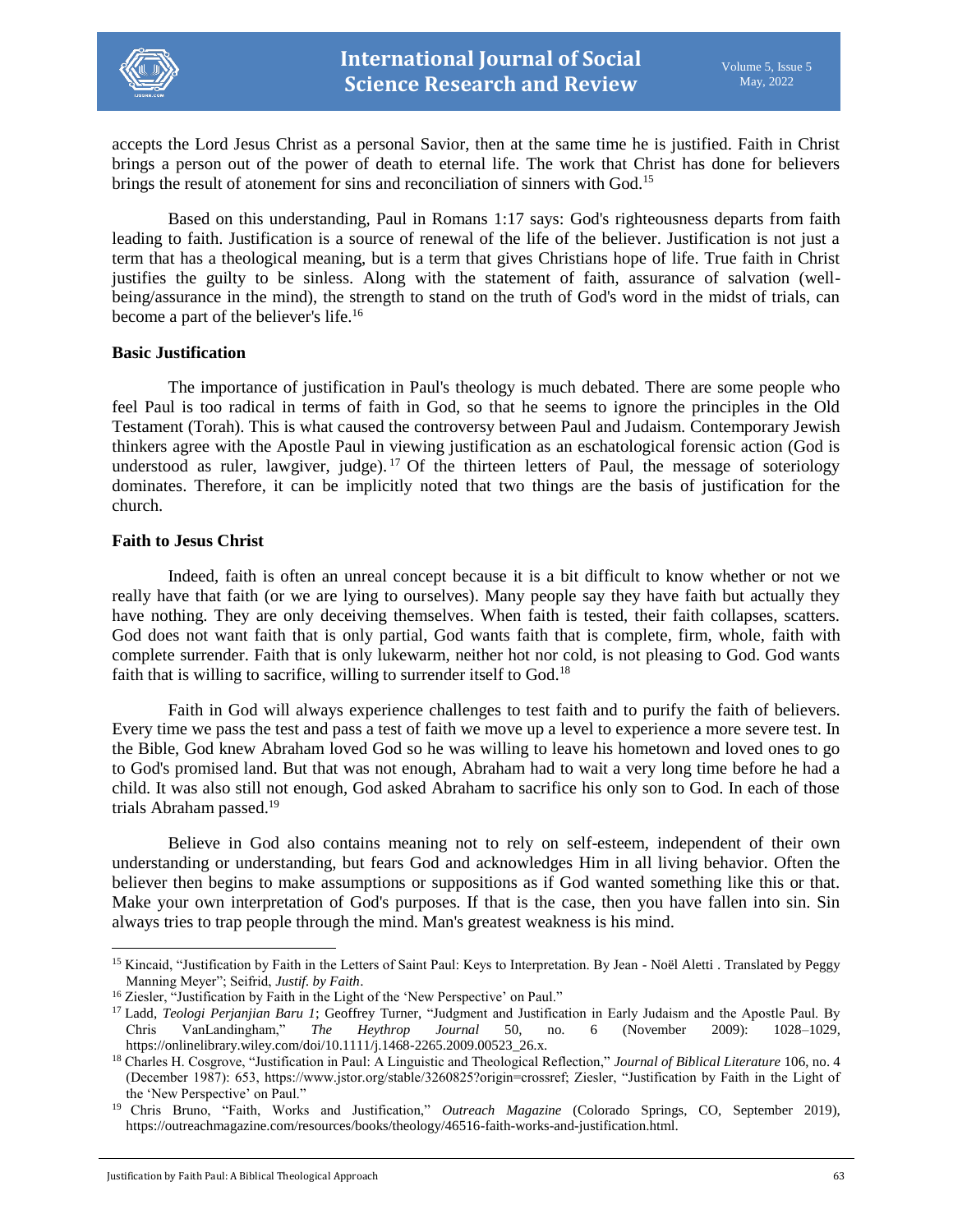accepts the Lord Jesus Christ as a personal Savior, then at the same time he is justified. Faith in Christ brings a person out of the power of death to eternal life. The work that Christ has done for believers brings the result of atonement for sins and reconciliation of sinners with God.[15]

Based on this understanding, Paul in Romans 1:17 says: God's righteousness departs from faith leading to faith. Justification is a source of renewal of the life of the believer. Justification is not just a term that has a theological meaning, but is a term that gives Christians hope of life. True faith in Christ justifies the guilty to be sinless. Along with the statement of faith, assurance of salvation (well-being/assurance in the mind), the strength to stand on the truth of God's word in the midst of trials, can become a part of the believer's life.[16]

**Basic Justification**

The importance of justification in Paul's theology is much debated. There are some people who feel Paul is too radical in terms of faith in God, so that he seems to ignore the principles in the Old Testament (Torah). This is what caused the controversy between Paul and Judaism. Contemporary Jewish thinkers agree with the Apostle Paul in viewing justification as an eschatological forensic action (God is understood as ruler, lawgiver, judge).[17] Of the thirteen letters of Paul, the message of soteriology dominates. Therefore, it can be implicitly noted that two things are the basis of justification for the church.

**Faith to Jesus Christ**

Indeed, faith is often an unreal concept because it is a bit difficult to know whether or not we really have that faith (or we are lying to ourselves). Many people say they have faith but actually they have nothing. They are only deceiving themselves. When faith is tested, their faith collapses, scatters. God does not want faith that is only partial, God wants faith that is complete, firm, whole, faith with complete surrender. Faith that is only lukewarm, neither hot nor cold, is not pleasing to God. God wants faith that is willing to sacrifice, willing to surrender itself to God.[18]

Faith in God will always experience challenges to test faith and to purify the faith of believers. Every time we pass the test and pass a test of faith we move up a level to experience a more severe test. In the Bible, God knew Abraham loved God so he was willing to leave his hometown and loved ones to go to God's promised land. But that was not enough, Abraham had to wait a very long time before he had a child. It was also still not enough, God asked Abraham to sacrifice his only son to God. In each of those trials Abraham passed.[19]

Believe in God also contains meaning not to rely on self-esteem, independent of their own understanding or understanding, but fears God and acknowledges Him in all living behavior. Often the believer then begins to make assumptions or suppositions as if God wanted something like this or that. Make your own interpretation of God's purposes. If that is the case, then you have fallen into sin. Sin always tries to trap people through the mind. Man's greatest weakness is his mind.

---

[15] Kincaid, "Justification by Faith in the Letters of Saint Paul: Keys to Interpretation. By Jean - Noël Aletti . Translated by Peggy Manning Meyer"; Seifrid, *Justif. by Faith*.

[16] Ziesler, "Justification by Faith in the Light of the 'New Perspective' on Paul."

[17] Ladd, *Teologi Perjanjian Baru 1*; Geoffrey Turner, "Judgment and Justification in Early Judaism and the Apostle Paul. By Chris VanLandingham," *The Heythrop Journal* 50, no. 6 (November 2009): 1028–1029, https://onlinelibrary.wiley.com/doi/10.1111/j.1468-2265.2009.00523_26.x.

[18] Charles H. Cosgrove, "Justification in Paul: A Linguistic and Theological Reflection," *Journal of Biblical Literature* 106, no. 4 (December 1987): 653, https://www.jstor.org/stable/3260825?origin=crossref; Ziesler, "Justification by Faith in the Light of the 'New Perspective' on Paul."

[19] Chris Bruno, "Faith, Works and Justification," *Outreach Magazine* (Colorado Springs, CO, September 2019), https://outreachmagazine.com/resources/books/theology/46516-faith-works-and-justification.html.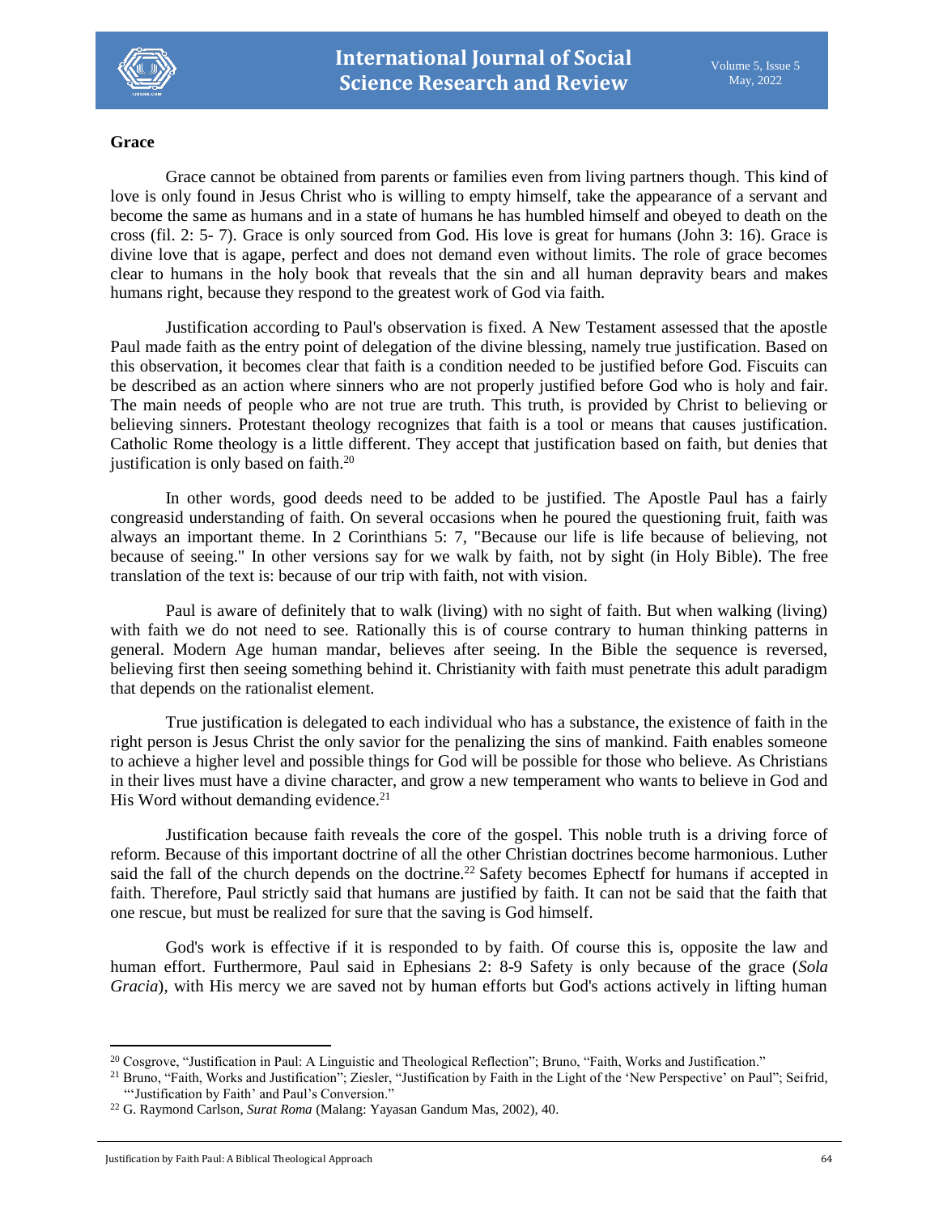**Grace**

Grace cannot be obtained from parents or families even from living partners though. This kind of love is only found in Jesus Christ who is willing to empty himself, take the appearance of a servant and become the same as humans and in a state of humans he has humbled himself and obeyed to death on the cross (fil. 2: 5- 7). Grace is only sourced from God. His love is great for humans (John 3: 16). Grace is divine love that is agape, perfect and does not demand even without limits. The role of grace becomes clear to humans in the holy book that reveals that the sin and all human depravity bears and makes humans right, because they respond to the greatest work of God via faith.

Justification according to Paul's observation is fixed. A New Testament assessed that the apostle Paul made faith as the entry point of delegation of the divine blessing, namely true justification. Based on this observation, it becomes clear that faith is a condition needed to be justified before God. Fiscuits can be described as an action where sinners who are not properly justified before God who is holy and fair. The main needs of people who are not true are truth. This truth, is provided by Christ to believing or believing sinners. Protestant theology recognizes that faith is a tool or means that causes justification. Catholic Rome theology is a little different. They accept that justification based on faith, but denies that justification is only based on faith.[20]

In other words, good deeds need to be added to be justified. The Apostle Paul has a fairly congreasid understanding of faith. On several occasions when he poured the questioning fruit, faith was always an important theme. In 2 Corinthians 5: 7, "Because our life is life because of believing, not because of seeing." In other versions say for we walk by faith, not by sight (in Holy Bible). The free translation of the text is: because of our trip with faith, not with vision.

Paul is aware of definitely that to walk (living) with no sight of faith. But when walking (living) with faith we do not need to see. Rationally this is of course contrary to human thinking patterns in general. Modern Age human mandar, believes after seeing. In the Bible the sequence is reversed, believing first then seeing something behind it. Christianity with faith must penetrate this adult paradigm that depends on the rationalist element.

True justification is delegated to each individual who has a substance, the existence of faith in the right person is Jesus Christ the only savior for the penalizing the sins of mankind. Faith enables someone to achieve a higher level and possible things for God will be possible for those who believe. As Christians in their lives must have a divine character, and grow a new temperament who wants to believe in God and His Word without demanding evidence.[21]

Justification because faith reveals the core of the gospel. This noble truth is a driving force of reform. Because of this important doctrine of all the other Christian doctrines become harmonious. Luther said the fall of the church depends on the doctrine.[22] Safety becomes Ephectf for humans if accepted in faith. Therefore, Paul strictly said that humans are justified by faith. It can not be said that the faith that one rescue, but must be realized for sure that the saving is God himself.

God's work is effective if it is responded to by faith. Of course this is, opposite the law and human effort. Furthermore, Paul said in Ephesians 2: 8-9 Safety is only because of the grace (*Sola Gracia*), with His mercy we are saved not by human efforts but God's actions actively in lifting human

---

[20] Cosgrove, "Justification in Paul: A Linguistic and Theological Reflection"; Bruno, "Faith, Works and Justification."

[21] Bruno, "Faith, Works and Justification"; Ziesler, "Justification by Faith in the Light of the 'New Perspective' on Paul"; Seifrid, "'Justification by Faith' and Paul's Conversion."

[22] G. Raymond Carlson, *Surat Roma* (Malang: Yayasan Gandum Mas, 2002), 40.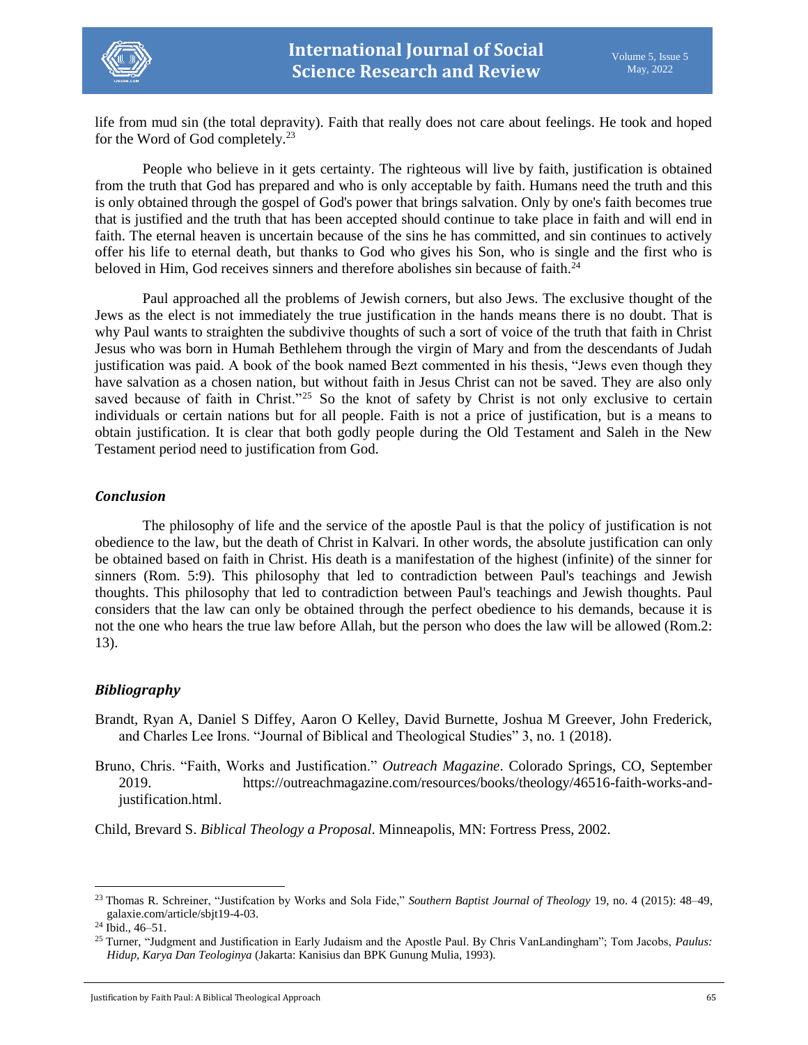life from mud sin (the total depravity). Faith that really does not care about feelings. He took and hoped for the Word of God completely.[23]

People who believe in it gets certainty. The righteous will live by faith, justification is obtained from the truth that God has prepared and who is only acceptable by faith. Humans need the truth and this is only obtained through the gospel of God's power that brings salvation. Only by one's faith becomes true that is justified and the truth that has been accepted should continue to take place in faith and will end in faith. The eternal heaven is uncertain because of the sins he has committed, and sin continues to actively offer his life to eternal death, but thanks to God who gives his Son, who is single and the first who is beloved in Him, God receives sinners and therefore abolishes sin because of faith.[24]

Paul approached all the problems of Jewish corners, but also Jews. The exclusive thought of the Jews as the elect is not immediately the true justification in the hands means there is no doubt. That is why Paul wants to straighten the subdivive thoughts of such a sort of voice of the truth that faith in Christ Jesus who was born in Humah Bethlehem through the virgin of Mary and from the descendants of Judah justification was paid. A book of the book named Bezt commented in his thesis, "Jews even though they have salvation as a chosen nation, but without faith in Jesus Christ can not be saved. They are also only saved because of faith in Christ."[25] So the knot of safety by Christ is not only exclusive to certain individuals or certain nations but for all people. Faith is not a price of justification, but is a means to obtain justification. It is clear that both godly people during the Old Testament and Saleh in the New Testament period need to justification from God.

## *Conclusion*

The philosophy of life and the service of the apostle Paul is that the policy of justification is not obedience to the law, but the death of Christ in Kalvari. In other words, the absolute justification can only be obtained based on faith in Christ. His death is a manifestation of the highest (infinite) of the sinner for sinners (Rom. 5:9). This philosophy that led to contradiction between Paul's teachings and Jewish thoughts. This philosophy that led to contradiction between Paul's teachings and Jewish thoughts. Paul considers that the law can only be obtained through the perfect obedience to his demands, because it is not the one who hears the true law before Allah, but the person who does the law will be allowed (Rom.2: 13).

## *Bibliography*

Brandt, Ryan A, Daniel S Diffey, Aaron O Kelley, David Burnette, Joshua M Greever, John Frederick, and Charles Lee Irons. "Journal of Biblical and Theological Studies" 3, no. 1 (2018).

Bruno, Chris. "Faith, Works and Justification." *Outreach Magazine*. Colorado Springs, CO, September 2019. https://outreachmagazine.com/resources/books/theology/46516-faith-works-and-justification.html.

Child, Brevard S. *Biblical Theology a Proposal*. Minneapolis, MN: Fortress Press, 2002.

---

[23] Thomas R. Schreiner, "Justifcation by Works and Sola Fide," *Southern Baptist Journal of Theology* 19, no. 4 (2015): 48–49, galaxie.com/article/sbjt19-4-03.

[24] Ibid., 46–51.

[25] Turner, "Judgment and Justification in Early Judaism and the Apostle Paul. By Chris VanLandingham"; Tom Jacobs, *Paulus: Hidup, Karya Dan Teologinya* (Jakarta: Kanisius dan BPK Gunung Mulia, 1993).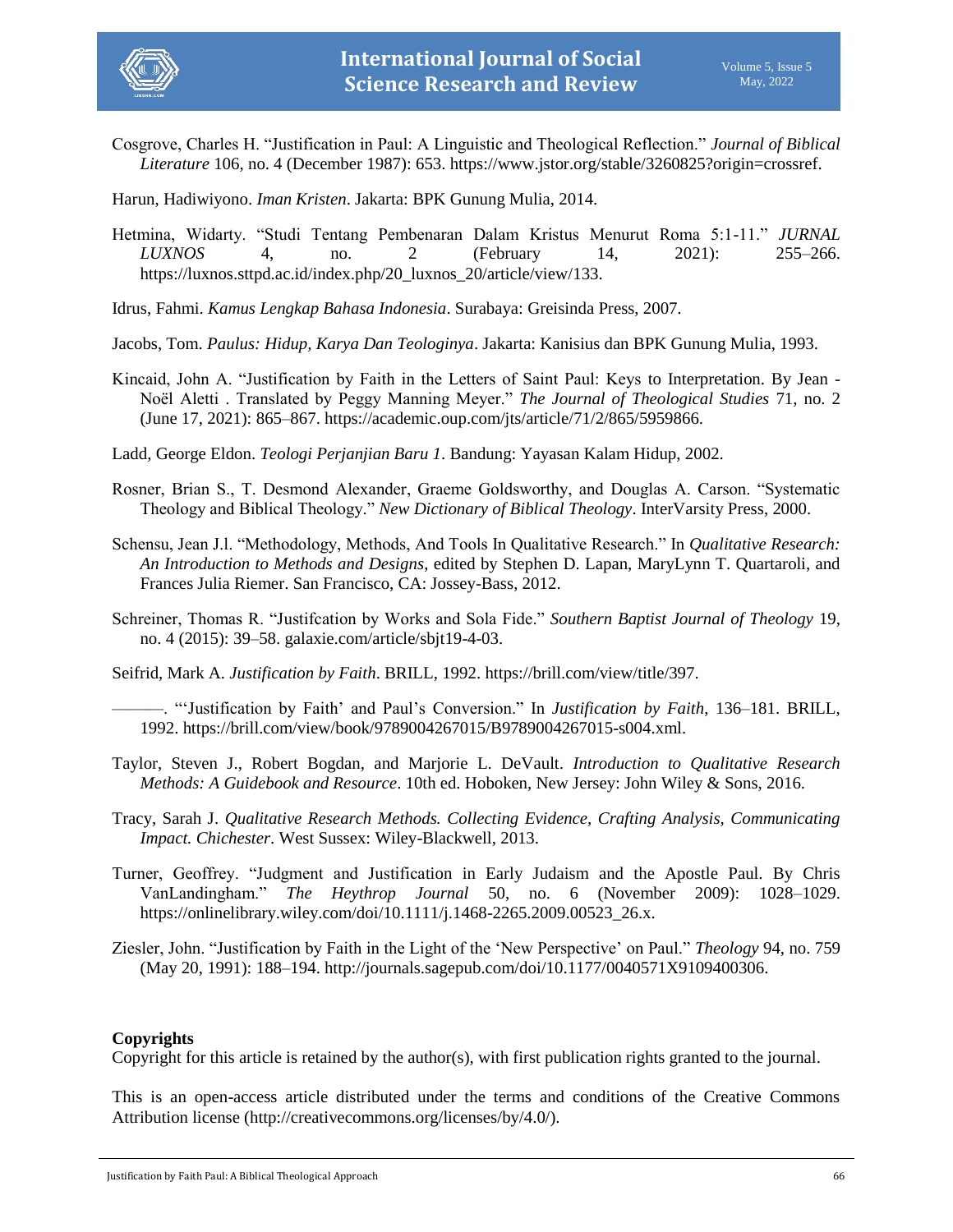Cosgrove, Charles H. "Justification in Paul: A Linguistic and Theological Reflection." *Journal of Biblical Literature* 106, no. 4 (December 1987): 653. https://www.jstor.org/stable/3260825?origin=crossref.

Harun, Hadiwiyono. *Iman Kristen*. Jakarta: BPK Gunung Mulia, 2014.

Hetmina, Widarty. "Studi Tentang Pembenaran Dalam Kristus Menurut Roma 5:1-11." *JURNAL LUXNOS* 4, no. 2 (February 14, 2021): 255–266. https://luxnos.sttpd.ac.id/index.php/20_luxnos_20/article/view/133.

Idrus, Fahmi. *Kamus Lengkap Bahasa Indonesia*. Surabaya: Greisinda Press, 2007.

Jacobs, Tom. *Paulus: Hidup, Karya Dan Teologinya*. Jakarta: Kanisius dan BPK Gunung Mulia, 1993.

Kincaid, John A. "Justification by Faith in the Letters of Saint Paul: Keys to Interpretation. By Jean - Noël Aletti . Translated by Peggy Manning Meyer." *The Journal of Theological Studies* 71, no. 2 (June 17, 2021): 865–867. https://academic.oup.com/jts/article/71/2/865/5959866.

Ladd, George Eldon. *Teologi Perjanjian Baru 1*. Bandung: Yayasan Kalam Hidup, 2002.

Rosner, Brian S., T. Desmond Alexander, Graeme Goldsworthy, and Douglas A. Carson. "Systematic Theology and Biblical Theology." *New Dictionary of Biblical Theology*. InterVarsity Press, 2000.

Schensu, Jean J.l. "Methodology, Methods, And Tools In Qualitative Research." In *Qualitative Research: An Introduction to Methods and Designs*, edited by Stephen D. Lapan, MaryLynn T. Quartaroli, and Frances Julia Riemer. San Francisco, CA: Jossey-Bass, 2012.

Schreiner, Thomas R. "Justifcation by Works and Sola Fide." *Southern Baptist Journal of Theology* 19, no. 4 (2015): 39–58. galaxie.com/article/sbjt19-4-03.

Seifrid, Mark A. *Justification by Faith*. BRILL, 1992. https://brill.com/view/title/397.

———. "'Justification by Faith' and Paul's Conversion." In *Justification by Faith*, 136–181. BRILL, 1992. https://brill.com/view/book/9789004267015/B9789004267015-s004.xml.

Taylor, Steven J., Robert Bogdan, and Marjorie L. DeVault. *Introduction to Qualitative Research Methods: A Guidebook and Resource*. 10th ed. Hoboken, New Jersey: John Wiley & Sons, 2016.

Tracy, Sarah J. *Qualitative Research Methods. Collecting Evidence, Crafting Analysis, Communicating Impact. Chichester*. West Sussex: Wiley-Blackwell, 2013.

Turner, Geoffrey. "Judgment and Justification in Early Judaism and the Apostle Paul. By Chris VanLandingham." *The Heythrop Journal* 50, no. 6 (November 2009): 1028–1029. https://onlinelibrary.wiley.com/doi/10.1111/j.1468-2265.2009.00523_26.x.

Ziesler, John. "Justification by Faith in the Light of the 'New Perspective' on Paul." *Theology* 94, no. 759 (May 20, 1991): 188–194. http://journals.sagepub.com/doi/10.1177/0040571X9109400306.

**Copyrights**

Copyright for this article is retained by the author(s), with first publication rights granted to the journal.

This is an open-access article distributed under the terms and conditions of the Creative Commons Attribution license (http://creativecommons.org/licenses/by/4.0/).